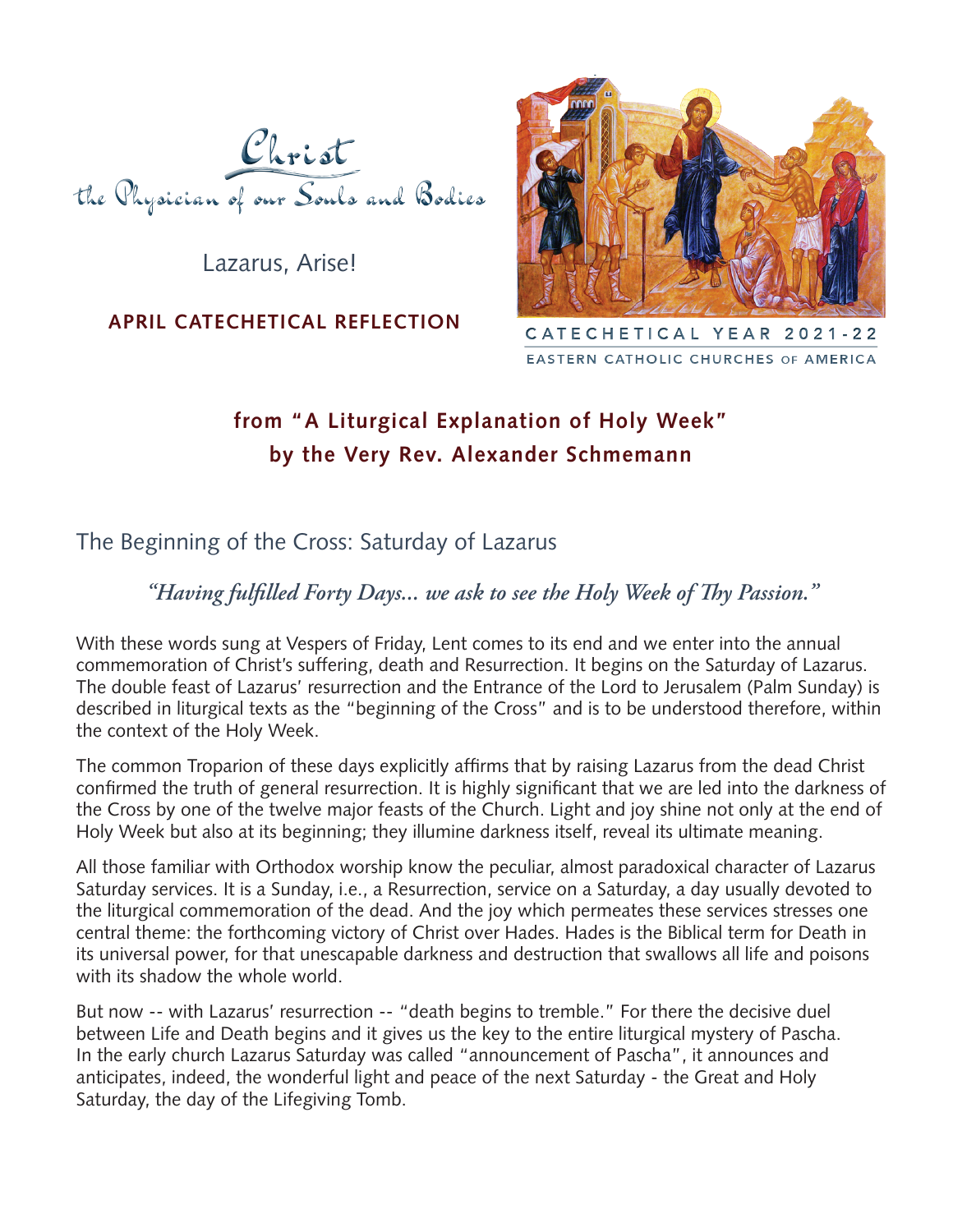# Christ
## the Physician of our Souls and Bodies

Lazarus, Arise!

**APRIL CATECHETICAL REFLECTION**

CATECHETICAL YEAR 2021-22
EASTERN CATHOLIC CHURCHES OF AMERICA

## from "A Liturgical Explanation of Holy Week" by the Very Rev. Alexander Schmemann

### The Beginning of the Cross: Saturday of Lazarus

*"Having fulfilled Forty Days... we ask to see the Holy Week of Thy Passion."*

With these words sung at Vespers of Friday, Lent comes to its end and we enter into the annual commemoration of Christ's suffering, death and Resurrection. It begins on the Saturday of Lazarus. The double feast of Lazarus' resurrection and the Entrance of the Lord to Jerusalem (Palm Sunday) is described in liturgical texts as the "beginning of the Cross" and is to be understood therefore, within the context of the Holy Week.

The common Troparion of these days explicitly affirms that by raising Lazarus from the dead Christ confirmed the truth of general resurrection. It is highly significant that we are led into the darkness of the Cross by one of the twelve major feasts of the Church. Light and joy shine not only at the end of Holy Week but also at its beginning; they illumine darkness itself, reveal its ultimate meaning.

All those familiar with Orthodox worship know the peculiar, almost paradoxical character of Lazarus Saturday services. It is a Sunday, i.e., a Resurrection, service on a Saturday, a day usually devoted to the liturgical commemoration of the dead. And the joy which permeates these services stresses one central theme: the forthcoming victory of Christ over Hades. Hades is the Biblical term for Death in its universal power, for that unescapable darkness and destruction that swallows all life and poisons with its shadow the whole world.

But now -- with Lazarus' resurrection -- "death begins to tremble." For there the decisive duel between Life and Death begins and it gives us the key to the entire liturgical mystery of Pascha. In the early church Lazarus Saturday was called "announcement of Pascha", it announces and anticipates, indeed, the wonderful light and peace of the next Saturday - the Great and Holy Saturday, the day of the Lifegiving Tomb.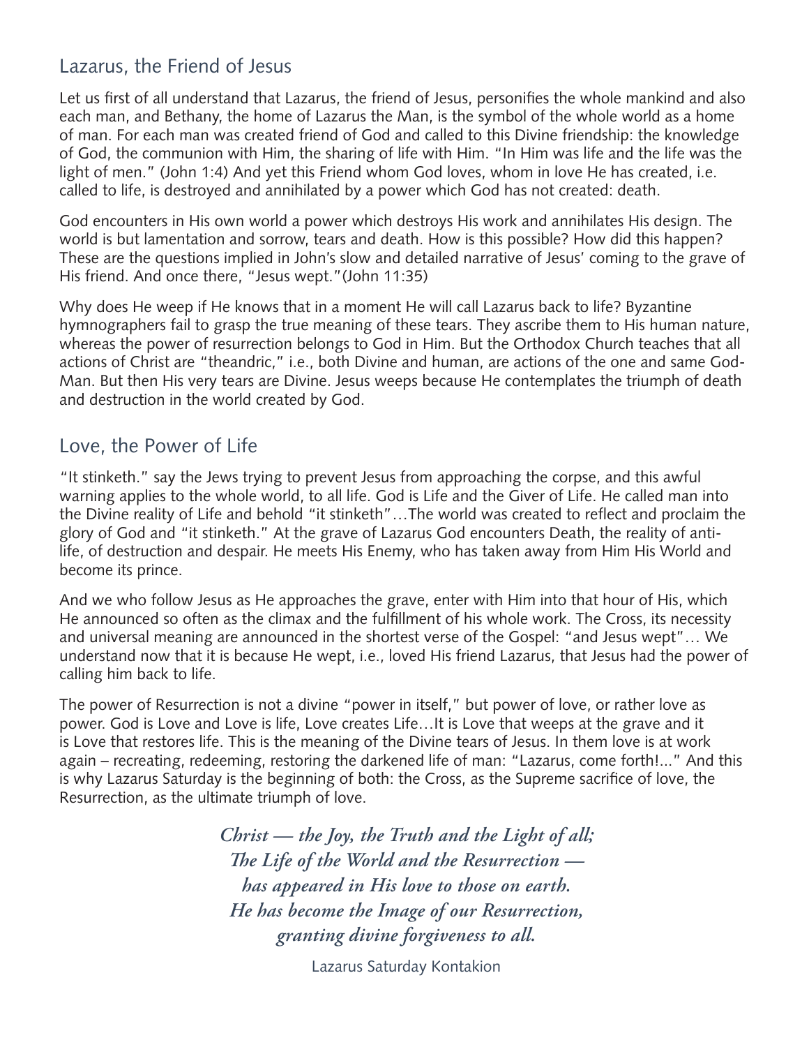## Lazarus, the Friend of Jesus

Let us first of all understand that Lazarus, the friend of Jesus, personifies the whole mankind and also each man, and Bethany, the home of Lazarus the Man, is the symbol of the whole world as a home of man. For each man was created friend of God and called to this Divine friendship: the knowledge of God, the communion with Him, the sharing of life with Him. "In Him was life and the life was the light of men." (John 1:4) And yet this Friend whom God loves, whom in love He has created, i.e. called to life, is destroyed and annihilated by a power which God has not created: death.

God encounters in His own world a power which destroys His work and annihilates His design. The world is but lamentation and sorrow, tears and death. How is this possible? How did this happen? These are the questions implied in John's slow and detailed narrative of Jesus' coming to the grave of His friend. And once there, "Jesus wept."(John 11:35)

Why does He weep if He knows that in a moment He will call Lazarus back to life? Byzantine hymnographers fail to grasp the true meaning of these tears. They ascribe them to His human nature, whereas the power of resurrection belongs to God in Him. But the Orthodox Church teaches that all actions of Christ are "theandric," i.e., both Divine and human, are actions of the one and same God-Man. But then His very tears are Divine. Jesus weeps because He contemplates the triumph of death and destruction in the world created by God.

## Love, the Power of Life

"It stinketh." say the Jews trying to prevent Jesus from approaching the corpse, and this awful warning applies to the whole world, to all life. God is Life and the Giver of Life. He called man into the Divine reality of Life and behold "it stinketh"…The world was created to reflect and proclaim the glory of God and "it stinketh." At the grave of Lazarus God encounters Death, the reality of anti-life, of destruction and despair. He meets His Enemy, who has taken away from Him His World and become its prince.

And we who follow Jesus as He approaches the grave, enter with Him into that hour of His, which He announced so often as the climax and the fulfillment of his whole work. The Cross, its necessity and universal meaning are announced in the shortest verse of the Gospel: "and Jesus wept"… We understand now that it is because He wept, i.e., loved His friend Lazarus, that Jesus had the power of calling him back to life.

The power of Resurrection is not a divine "power in itself," but power of love, or rather love as power. God is Love and Love is life, Love creates Life…It is Love that weeps at the grave and it is Love that restores life. This is the meaning of the Divine tears of Jesus. In them love is at work again – recreating, redeeming, restoring the darkened life of man: "Lazarus, come forth!..." And this is why Lazarus Saturday is the beginning of both: the Cross, as the Supreme sacrifice of love, the Resurrection, as the ultimate triumph of love.

***Christ — the Joy, the Truth and the Light of all;***
***The Life of the World and the Resurrection —***
***has appeared in His love to those on earth.***
***He has become the Image of our Resurrection,***
***granting divine forgiveness to all.***

Lazarus Saturday Kontakion